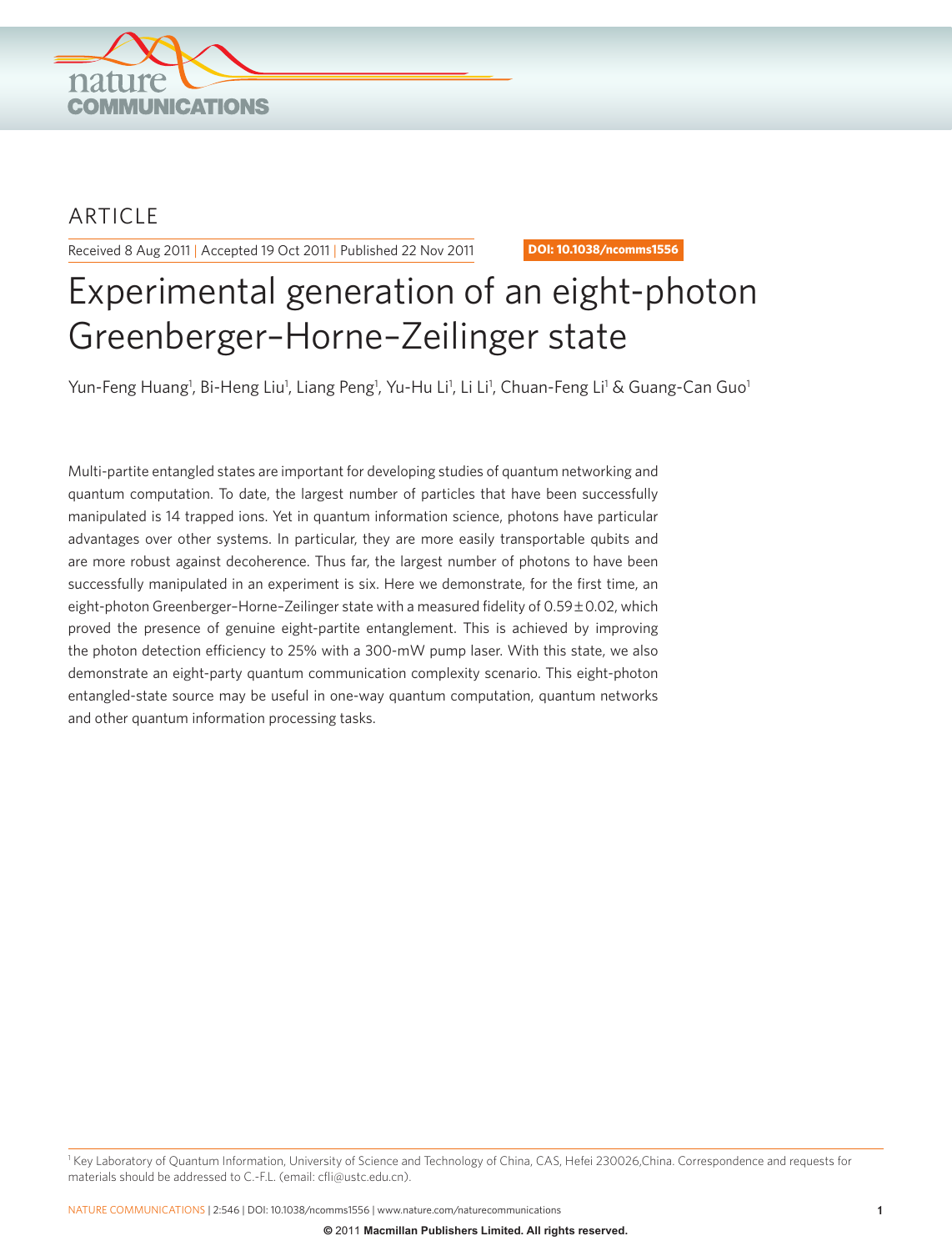ARTICLE

Received 8 Aug 2011 | Accepted 19 Oct 2011 | Published 22 Nov 2011

DOI: 10.1038/ncomms1556

# Experimental generation of an eight-photon Greenberger–Horne–Zeilinger state

Yun-Feng Huang[1], Bi-Heng Liu[1], Liang Peng[1], Yu-Hu Li[1], Li Li[1], Chuan-Feng Li[1] & Guang-Can Guo[1]

Multi-partite entangled states are important for developing studies of quantum networking and quantum computation. To date, the largest number of particles that have been successfully manipulated is 14 trapped ions. Yet in quantum information science, photons have particular advantages over other systems. In particular, they are more easily transportable qubits and are more robust against decoherence. Thus far, the largest number of photons to have been successfully manipulated in an experiment is six. Here we demonstrate, for the first time, an eight-photon Greenberger–Horne–Zeilinger state with a measured fidelity of $0.59 \pm 0.02$, which proved the presence of genuine eight-partite entanglement. This is achieved by improving the photon detection efficiency to 25% with a 300-mW pump laser. With this state, we also demonstrate an eight-party quantum communication complexity scenario. This eight-photon entangled-state source may be useful in one-way quantum computation, quantum networks and other quantum information processing tasks.

[1] Key Laboratory of Quantum Information, University of Science and Technology of China, CAS, Hefei 230026,China. Correspondence and requests for materials should be addressed to C.-F.L. (email: cfli@ustc.edu.cn).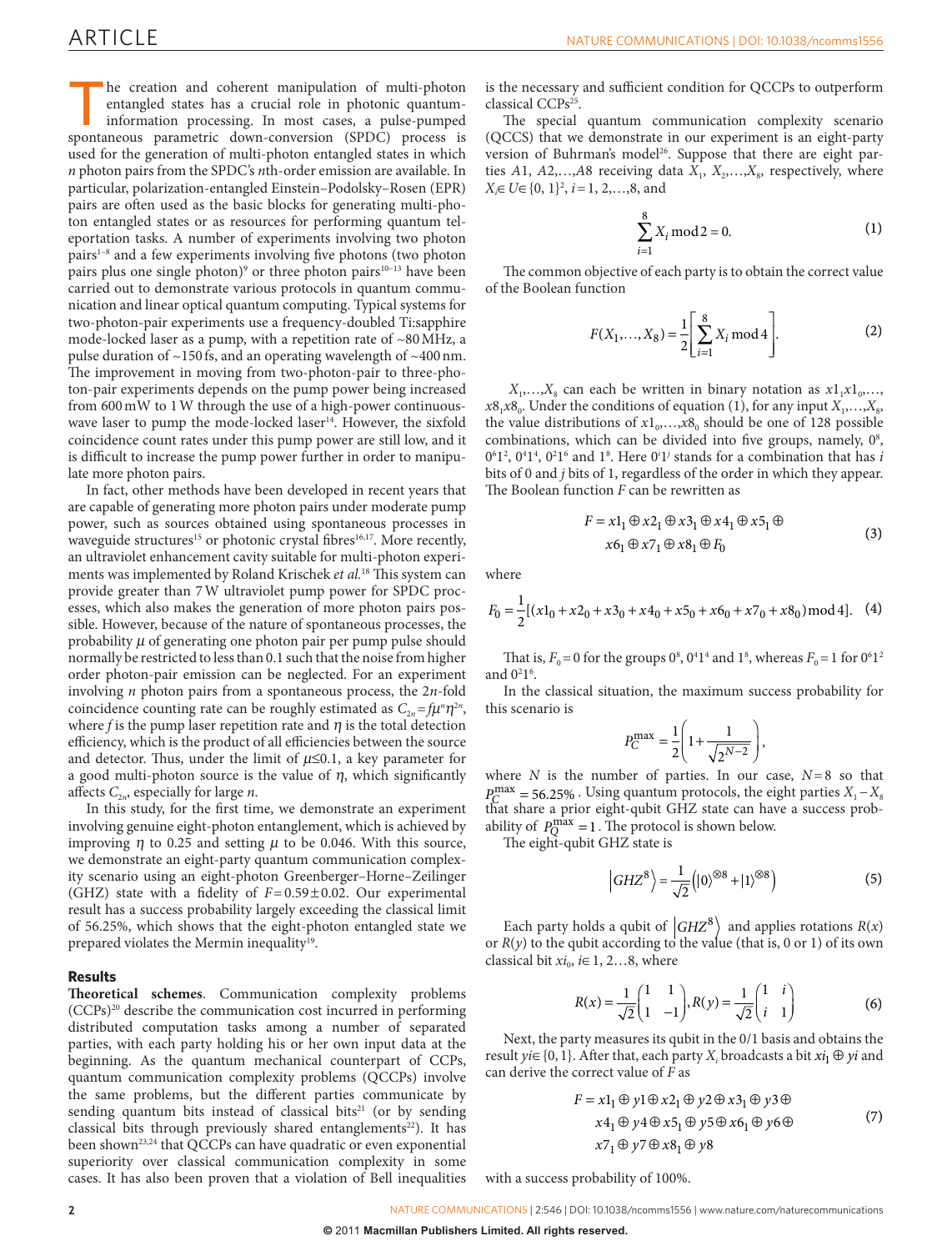The creation and coherent manipulation of multi-photon entangled states has a crucial role in photonic quantum-information processing. In most cases, a pulse-pumped spontaneous parametric down-conversion (SPDC) process is used for the generation of multi-photon entangled states in which $n$ photon pairs from the SPDC's $n$th-order emission are available. In particular, polarization-entangled Einstein–Podolsky–Rosen (EPR) pairs are often used as the basic blocks for generating multi-photon entangled states or as resources for performing quantum teleportation tasks. A number of experiments involving two photon pairs[1–8] and a few experiments involving five photons (two photon pairs plus one single photon)[9] or three photon pairs[10–13] have been carried out to demonstrate various protocols in quantum communication and linear optical quantum computing. Typical systems for two-photon-pair experiments use a frequency-doubled Ti:sapphire mode-locked laser as a pump, with a repetition rate of ~80 MHz, a pulse duration of ~150 fs, and an operating wavelength of ~400 nm. The improvement in moving from two-photon-pair to three-photon-pair experiments depends on the pump power being increased from 600 mW to 1 W through the use of a high-power continuous-wave laser to pump the mode-locked laser[14]. However, the sixfold coincidence count rates under this pump power are still low, and it is difficult to increase the pump power further in order to manipulate more photon pairs.

In fact, other methods have been developed in recent years that are capable of generating more photon pairs under moderate pump power, such as sources obtained using spontaneous processes in waveguide structures[15] or photonic crystal fibres[16,17]. More recently, an ultraviolet enhancement cavity suitable for multi-photon experiments was implemented by Roland Krischek *et al.*[18] This system can provide greater than 7 W ultraviolet pump power for SPDC processes, which also makes the generation of more photon pairs possible. However, because of the nature of spontaneous processes, the probability $\mu$ of generating one photon pair per pump pulse should normally be restricted to less than 0.1 such that the noise from higher order photon-pair emission can be neglected. For an experiment involving $n$ photon pairs from a spontaneous process, the $2n$-fold coincidence counting rate can be roughly estimated as $C_{2n}=f\mu^n\eta^{2n}$, where $f$ is the pump laser repetition rate and $\eta$ is the total detection efficiency, which is the product of all efficiencies between the source and detector. Thus, under the limit of $\mu \lesssim 0.1$, a key parameter for a good multi-photon source is the value of $\eta$, which significantly affects $C_{2n}$, especially for large $n$.

In this study, for the first time, we demonstrate an experiment involving genuine eight-photon entanglement, which is achieved by improving $\eta$ to 0.25 and setting $\mu$ to be 0.046. With this source, we demonstrate an eight-party quantum communication complexity scenario using an eight-photon Greenberger–Horne–Zeilinger (GHZ) state with a fidelity of $F=0.59\pm0.02$. Our experimental result has a success probability largely exceeding the classical limit of 56.25%, which shows that the eight-photon entangled state we prepared violates the Mermin inequality[19].

## Results

**Theoretical schemes**. Communication complexity problems (CCPs)[20] describe the communication cost incurred in performing distributed computation tasks among a number of separated parties, with each party holding his or her own input data at the beginning. As the quantum mechanical counterpart of CCPs, quantum communication complexity problems (QCCPs) involve the same problems, but the different parties communicate by sending quantum bits instead of classical bits[21] (or by sending classical bits through previously shared entanglements[22]). It has been shown[23,24] that QCCPs can have quadratic or even exponential superiority over classical communication complexity in some cases. It has also been proven that a violation of Bell inequalities is the necessary and sufficient condition for QCCPs to outperform classical CCPs[25].

The special quantum communication complexity scenario (QCCS) that we demonstrate in our experiment is an eight-party version of Buhrman's model[26]. Suppose that there are eight parties $A1, A2,\ldots,A8$ receiving data $X_1, X_2,\ldots,X_8$, respectively, where $X_i\in U\in\{0,1\}^2$, $i=1,2,\ldots,8$, and

$$\sum_{i=1}^{8} X_i \bmod 2 = 0. \tag{1}$$

The common objective of each party is to obtain the correct value of the Boolean function

$$F(X_1,\ldots,X_8)=\frac{1}{2}\left[\sum_{i=1}^{8} X_i \bmod 4\right]. \tag{2}$$

$X_1,\ldots,X_8$ can each be written in binary notation as $x1_1x1_0,\ldots, x8_1x8_0$. Under the conditions of equation (1), for any input $X_1,\ldots,X_8$, the value distributions of $x1_0,\ldots,x8_0$ should be one of 128 possible combinations, which can be divided into five groups, namely, $0^8$, $0^61^2$, $0^41^4$, $0^21^6$ and $1^8$. Here $0^i1^j$ stands for a combination that has $i$ bits of 0 and $j$ bits of 1, regardless of the order in which they appear. The Boolean function $F$ can be rewritten as

$$F = x1_1 \oplus x2_1 \oplus x3_1 \oplus x4_1 \oplus x5_1 \oplus x6_1 \oplus x7_1 \oplus x8_1 \oplus F_0 \tag{3}$$

where

$$F_0=\frac{1}{2}[(x1_0+x2_0+x3_0+x4_0+x5_0+x6_0+x7_0+x8_0) \bmod 4]. \tag{4}$$

That is, $F_0=0$ for the groups $0^8$, $0^41^4$ and $1^8$, whereas $F_0=1$ for $0^61^2$ and $0^21^6$.

In the classical situation, the maximum success probability for this scenario is

$$P_C^{\max}=\frac{1}{2}\left(1+\frac{1}{\sqrt{2^{N-2}}}\right),$$

where $N$ is the number of parties. In our case, $N=8$ so that $P_C^{\max}=56.25\%$. Using quantum protocols, the eight parties $X_1-X_8$ that share a prior eight-qubit GHZ state can have a success probability of $P_Q^{\max}=1$. The protocol is shown below.

The eight-qubit GHZ state is

$$\left|GHZ^8\right\rangle=\frac{1}{\sqrt{2}}\left(|0\rangle^{\otimes 8}+|1\rangle^{\otimes 8}\right) \tag{5}$$

Each party holds a qubit of $\left|GHZ^8\right\rangle$ and applies rotations $R(x)$ or $R(y)$ to the qubit according to the value (that is, 0 or 1) of its own classical bit $xi_0$, $i\in 1, 2\ldots 8$, where

$$R(x)=\frac{1}{\sqrt{2}}\begin{pmatrix}1 & 1\\ 1 & -1\end{pmatrix}, R(y)=\frac{1}{\sqrt{2}}\begin{pmatrix}1 & i\\ i & 1\end{pmatrix} \tag{6}$$

Next, the party measures its qubit in the 0/1 basis and obtains the result $yi\in\{0,1\}$. After that, each party $X_i$ broadcasts a bit $xi_1\oplus yi$ and can derive the correct value of $F$ as

$$F = x1_1 \oplus y1 \oplus x2_1 \oplus y2 \oplus x3_1 \oplus y3 \oplus x4_1 \oplus y4 \oplus x5_1 \oplus y5 \oplus x6_1 \oplus y6 \oplus x7_1 \oplus y7 \oplus x8_1 \oplus y8 \tag{7}$$

with a success probability of 100%.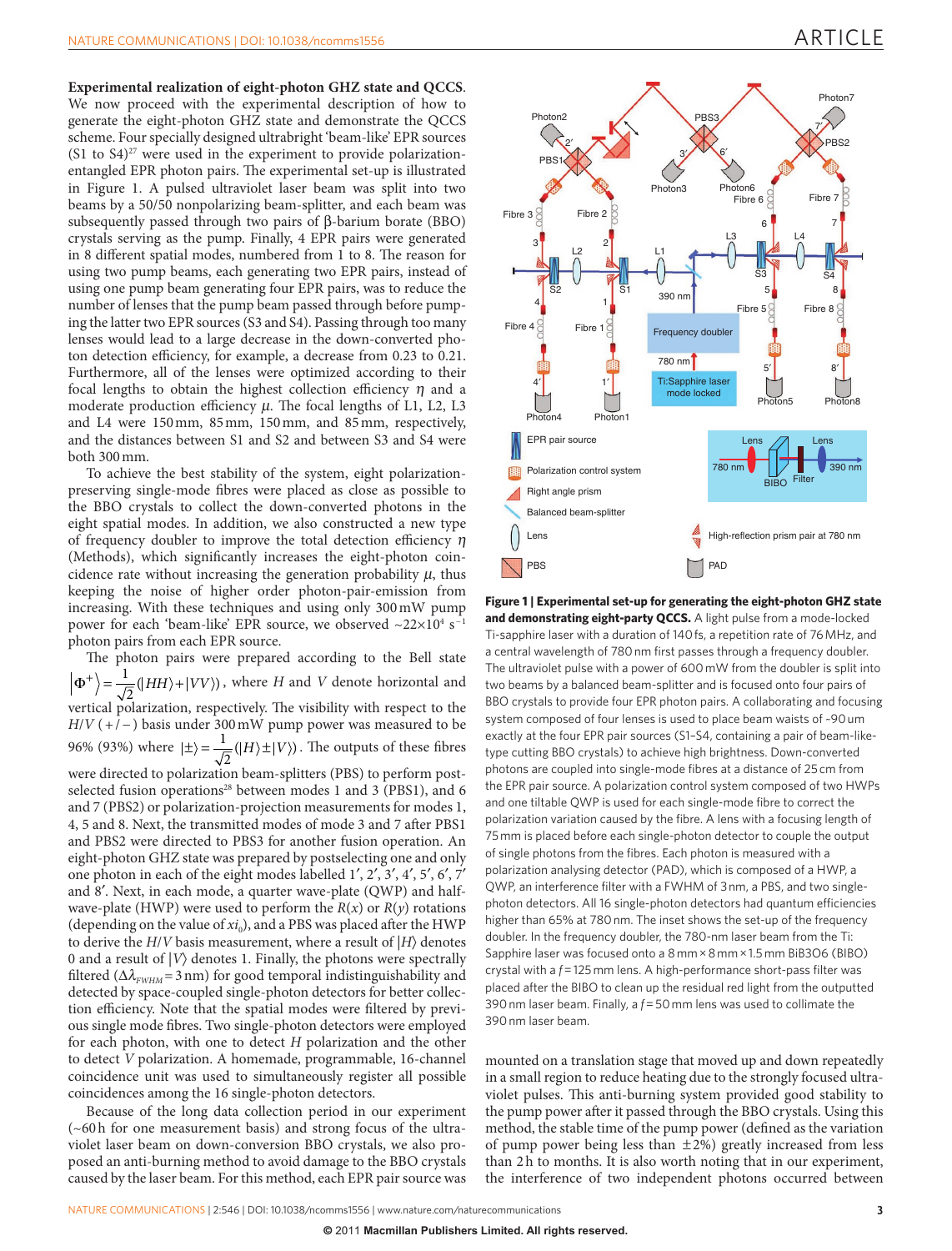**Experimental realization of eight-photon GHZ state and QCCS.** We now proceed with the experimental description of how to generate the eight-photon GHZ state and demonstrate the QCCS scheme. Four specially designed ultrabright 'beam-like' EPR sources (S1 to S4)[27] were used in the experiment to provide polarization-entangled EPR photon pairs. The experimental set-up is illustrated in Figure 1. A pulsed ultraviolet laser beam was split into two beams by a 50/50 nonpolarizing beam-splitter, and each beam was subsequently passed through two pairs of β-barium borate (BBO) crystals serving as the pump. Finally, 4 EPR pairs were generated in 8 different spatial modes, numbered from 1 to 8. The reason for using two pump beams, each generating two EPR pairs, instead of using one pump beam generating four EPR pairs, was to reduce the number of lenses that the pump beam passed through before pumping the latter two EPR sources (S3 and S4). Passing through too many lenses would lead to a large decrease in the down-converted photon detection efficiency, for example, a decrease from 0.23 to 0.21. Furthermore, all of the lenses were optimized according to their focal lengths to obtain the highest collection efficiency $\eta$ and a moderate production efficiency $\mu$. The focal lengths of L1, L2, L3 and L4 were 150 mm, 85 mm, 150 mm, and 85 mm, respectively, and the distances between S1 and S2 and between S3 and S4 were both 300 mm.

To achieve the best stability of the system, eight polarization-preserving single-mode fibres were placed as close as possible to the BBO crystals to collect the down-converted photons in the eight spatial modes. In addition, we also constructed a new type of frequency doubler to improve the total detection efficiency $\eta$ (Methods), which significantly increases the eight-photon coincidence rate without increasing the generation probability $\mu$, thus keeping the noise of higher order photon-pair-emission from increasing. With these techniques and using only 300 mW pump power for each 'beam-like' EPR source, we observed $\sim 22\times10^4\ \text{s}^{-1}$ photon pairs from each EPR source.

The photon pairs were prepared according to the Bell state $|\Phi^+\rangle = \frac{1}{\sqrt{2}}(|HH\rangle + |VV\rangle)$, where $H$ and $V$ denote horizontal and vertical polarization, respectively. The visibility with respect to the $H/V$ (+/−) basis under 300 mW pump power was measured to be 96% (93%) where $|\pm\rangle = \frac{1}{\sqrt{2}}(|H\rangle \pm |V\rangle)$. The outputs of these fibres were directed to polarization beam-splitters (PBS) to perform post-selected fusion operations[28] between modes 1 and 3 (PBS1), and 6 and 7 (PBS2) or polarization-projection measurements for modes 1, 4, 5 and 8. Next, the transmitted modes of mode 3 and 7 after PBS1 and PBS2 were directed to PBS3 for another fusion operation. An eight-photon GHZ state was prepared by postselecting one and only one photon in each of the eight modes labelled 1′, 2′, 3′, 4′, 5′, 6′, 7′ and 8′. Next, in each mode, a quarter wave-plate (QWP) and half-wave-plate (HWP) were used to perform the $R(x)$ or $R(y)$ rotations (depending on the value of $xi_0$), and a PBS was placed after the HWP to derive the $H/V$ basis measurement, where a result of $|H\rangle$ denotes 0 and a result of $|V\rangle$ denotes 1. Finally, the photons were spectrally filtered ($\Delta\lambda_{FWHM} = 3$ nm) for good temporal indistinguishability and detected by space-coupled single-photon detectors for better collection efficiency. Note that the spatial modes were filtered by previous single mode fibres. Two single-photon detectors were employed for each photon, with one to detect $H$ polarization and the other to detect $V$ polarization. A homemade, programmable, 16-channel coincidence unit was used to simultaneously register all possible coincidences among the 16 single-photon detectors.

Because of the long data collection period in our experiment (~60 h for one measurement basis) and strong focus of the ultraviolet laser beam on down-conversion BBO crystals, we also proposed an anti-burning method to avoid damage to the BBO crystals caused by the laser beam. For this method, each EPR pair source was mounted on a translation stage that moved up and down repeatedly in a small region to reduce heating due to the strongly focused ultraviolet pulses. This anti-burning system provided good stability to the pump power after it passed through the BBO crystals. Using this method, the stable time of the pump power (defined as the variation of pump power being less than ±2%) greatly increased from less than 2 h to months. It is also worth noting that in our experiment, the interference of two independent photons occurred between

**Figure 1 | Experimental set-up for generating the eight-photon GHZ state and demonstrating eight-party QCCS.** A light pulse from a mode-locked Ti-sapphire laser with a duration of 140 fs, a repetition rate of 76 MHz, and a central wavelength of 780 nm first passes through a frequency doubler. The ultraviolet pulse with a power of 600 mW from the doubler is split into two beams by a balanced beam-splitter and is focused onto four pairs of BBO crystals to provide four EPR photon pairs. A collaborating and focusing system composed of four lenses is used to place beam waists of ~90 um exactly at the four EPR pair sources (S1–S4, containing a pair of beam-like-type cutting BBO crystals) to achieve high brightness. Down-converted photons are coupled into single-mode fibres at a distance of 25 cm from the EPR pair source. A polarization control system composed of two HWPs and one tiltable QWP is used for each single-mode fibre to correct the polarization variation caused by the fibre. A lens with a focusing length of 75 mm is placed before each single-photon detector to couple the output of single photons from the fibres. Each photon is measured with a polarization analysing detector (PAD), which is composed of a HWP, a QWP, an interference filter with a FWHM of 3 nm, a PBS, and two single-photon detectors. All 16 single-photon detectors had quantum efficiencies higher than 65% at 780 nm. The inset shows the set-up of the frequency doubler. In the frequency doubler, the 780-nm laser beam from the Ti: Sapphire laser was focused onto a 8 mm × 8 mm × 1.5 mm $BiB_3O_6$ (BIBO) crystal with a $f = 125$ mm lens. A high-performance short-pass filter was placed after the BIBO to clean up the residual red light from the outputted 390 nm laser beam. Finally, a $f = 50$ mm lens was used to collimate the 390 nm laser beam.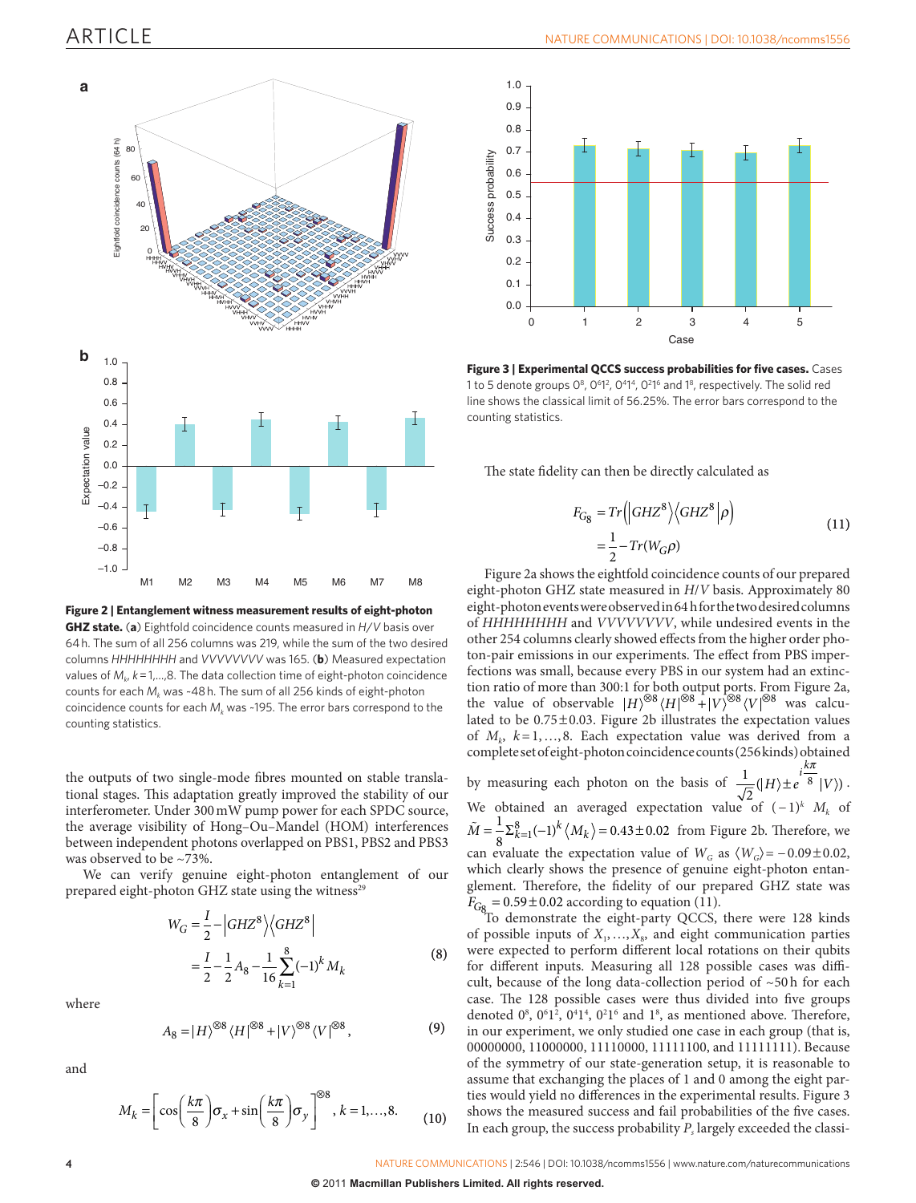**Figure 2 | Entanglement witness measurement results of eight-photon GHZ state.** (**a**) Eightfold coincidence counts measured in *H*/*V* basis over 64 h. The sum of all 256 columns was 219, while the sum of the two desired columns *HHHHHHHH* and *VVVVVVVV* was 165. (**b**) Measured expectation values of $M_k$, $k=1,\ldots,8$. The data collection time of eight-photon coincidence counts for each $M_k$ was ~48 h. The sum of all 256 kinds of eight-photon coincidence counts for each $M_k$ was ~195. The error bars correspond to the counting statistics.

the outputs of two single-mode fibres mounted on stable translational stages. This adaptation greatly improved the stability of our interferometer. Under 300 mW pump power for each SPDC source, the average visibility of Hong–Ou–Mandel (HOM) interferences between independent photons overlapped on PBS1, PBS2 and PBS3 was observed to be ~73%.

We can verify genuine eight-photon entanglement of our prepared eight-photon GHZ state using the witness[29]

$$W_G = \frac{I}{2} - \left|GHZ^8\right\rangle\left\langle GHZ^8\right| = \frac{I}{2} - \frac{1}{2}A_8 - \frac{1}{16}\sum_{k=1}^{8}(-1)^k M_k \tag{8}$$

where

$$A_8 = |H\rangle^{\otimes 8}\langle H|^{\otimes 8} + |V\rangle^{\otimes 8}\langle V|^{\otimes 8}, \tag{9}$$

and

$$M_k = \left[\cos\left(\frac{k\pi}{8}\right)\sigma_x + \sin\left(\frac{k\pi}{8}\right)\sigma_y\right]^{\otimes 8}, \; k=1,\ldots,8. \tag{10}$$

**Figure 3 | Experimental QCCS success probabilities for five cases.** Cases 1 to 5 denote groups $0^8$, $0^6 1^2$, $0^4 1^4$, $0^2 1^6$ and $1^8$, respectively. The solid red line shows the classical limit of 56.25%. The error bars correspond to the counting statistics.

The state fidelity can then be directly calculated as

$$F_{G_8} = Tr\left(\left|GHZ^8\right\rangle\left\langle GHZ^8\right|\rho\right) = \frac{1}{2} - Tr(W_G\rho) \tag{11}$$

Figure 2a shows the eightfold coincidence counts of our prepared eight-photon GHZ state measured in *H*/*V* basis. Approximately 80 eight-photon events were observed in 64 h for the two desired columns of *HHHHHHHH* and *VVVVVVVV*, while undesired events in the other 254 columns clearly showed effects from the higher order photon-pair emissions in our experiments. The effect from PBS imperfections was small, because every PBS in our system had an extinction ratio of more than 300:1 for both output ports. From Figure 2a, the value of observable $|H\rangle^{\otimes 8}\langle H|^{\otimes 8} + |V\rangle^{\otimes 8}\langle V|^{\otimes 8}$ was calculated to be $0.75 \pm 0.03$. Figure 2b illustrates the expectation values of $M_k$, $k=1,\ldots,8$. Each expectation value was derived from a complete set of eight-photon coincidence counts (256 kinds) obtained by measuring each photon on the basis of $\frac{1}{\sqrt{2}}(|H\rangle \pm e^{i\frac{k\pi}{8}}|V\rangle)$. We obtained an averaged expectation value of $(-1)^k\ M_k$ of $\bar{M} = \frac{1}{8}\Sigma_{k=1}^{8}(-1)^k\langle M_k\rangle = 0.43 \pm 0.02$ from Figure 2b. Therefore, we can evaluate the expectation value of $W_G$ as $\langle W_G\rangle = -0.09 \pm 0.02$, which clearly shows the presence of genuine eight-photon entanglement. Therefore, the fidelity of our prepared GHZ state was $F_{G_8} = 0.59 \pm 0.02$ according to equation (11).

To demonstrate the eight-party QCCS, there were 128 kinds of possible inputs of $X_1,\ldots,X_8$, and eight communication parties were expected to perform different local rotations on their qubits for different inputs. Measuring all 128 possible cases was difficult, because of the long data-collection period of ~50 h for each case. The 128 possible cases were thus divided into five groups denoted $0^8$, $0^6 1^2$, $0^4 1^4$, $0^2 1^6$ and $1^8$, as mentioned above. Therefore, in our experiment, we only studied one case in each group (that is, 00000000, 11000000, 11110000, 11111100, and 11111111). Because of the symmetry of our state-generation setup, it is reasonable to assume that exchanging the places of 1 and 0 among the eight parties would yield no differences in the experimental results. Figure 3 shows the measured success and fail probabilities of the five cases. In each group, the success probability $P_s$ largely exceeded the classi-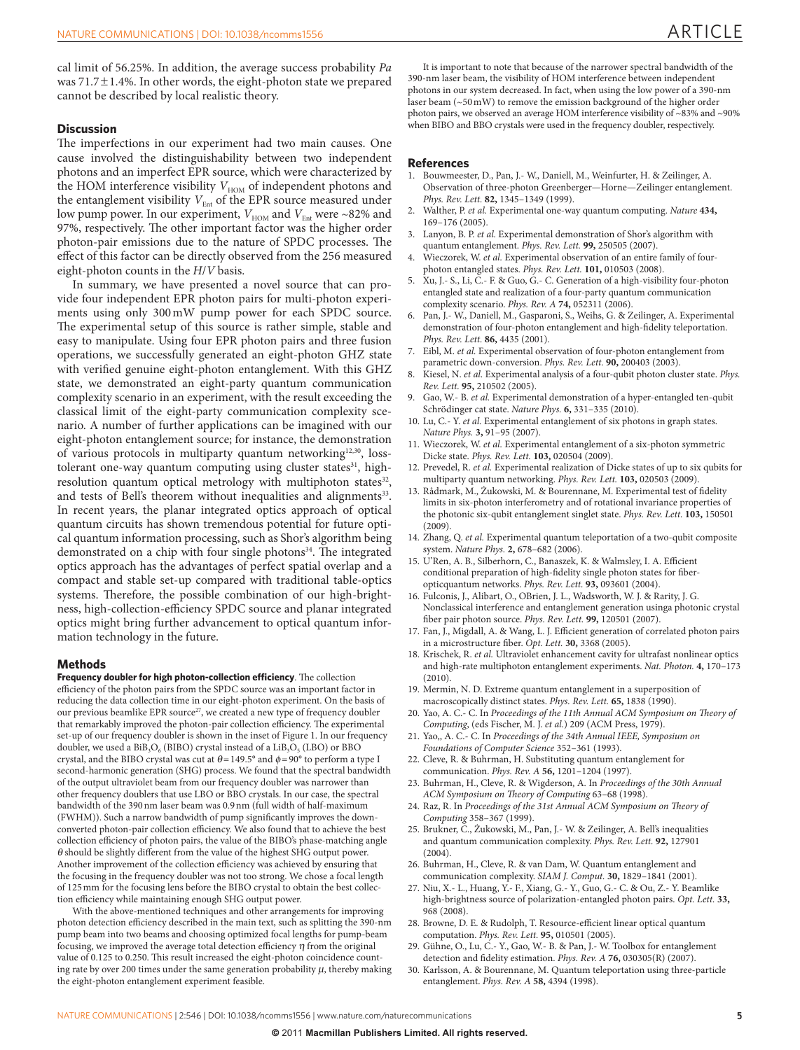cal limit of 56.25%. In addition, the average success probability *Pa* was 71.7±1.4%. In other words, the eight-photon state we prepared cannot be described by local realistic theory.

## Discussion

The imperfections in our experiment had two main causes. One cause involved the distinguishability between two independent photons and an imperfect EPR source, which were characterized by the HOM interference visibility $V_{HOM}$ of independent photons and the entanglement visibility $V_{Ent}$ of the EPR source measured under low pump power. In our experiment, $V_{HOM}$ and $V_{Ent}$ were ~82% and 97%, respectively. The other important factor was the higher order photon-pair emissions due to the nature of SPDC processes. The effect of this factor can be directly observed from the 256 measured eight-photon counts in the *H*/*V* basis.

In summary, we have presented a novel source that can provide four independent EPR photon pairs for multi-photon experiments using only 300 mW pump power for each SPDC source. The experimental setup of this source is rather simple, stable and easy to manipulate. Using four EPR photon pairs and three fusion operations, we successfully generated an eight-photon GHZ state with verified genuine eight-photon entanglement. With this GHZ state, we demonstrated an eight-party quantum communication complexity scenario in an experiment, with the result exceeding the classical limit of the eight-party communication complexity scenario. A number of further applications can be imagined with our eight-photon entanglement source; for instance, the demonstration of various protocols in multiparty quantum networking[12,30], loss-tolerant one-way quantum computing using cluster states[31], high-resolution quantum optical metrology with multiphoton states[32], and tests of Bell's theorem without inequalities and alignments[33]. In recent years, the planar integrated optics approach of optical quantum circuits has shown tremendous potential for future optical quantum information processing, such as Shor's algorithm being demonstrated on a chip with four single photons[34]. The integrated optics approach has the advantages of perfect spatial overlap and a compact and stable set-up compared with traditional table-optics systems. Therefore, the possible combination of our high-brightness, high-collection-efficiency SPDC source and planar integrated optics might bring further advancement to optical quantum information technology in the future.

## Methods

**Frequency doubler for high photon-collection efficiency**. The collection efficiency of the photon pairs from the SPDC source was an important factor in reducing the data collection time in our eight-photon experiment. On the basis of our previous beamlike EPR source[27], we created a new type of frequency doubler that remarkably improved the photon-pair collection efficiency. The experimental set-up of our frequency doubler is shown in the inset of Figure 1. In our frequency doubler, we used a $BiB_3O_6$ (BIBO) crystal instead of a $LiB_3O_5$ (LBO) or BBO crystal, and the BIBO crystal was cut at $\theta = 149.5°$ and $\phi = 90°$ to perform a type I second-harmonic generation (SHG) process. We found that the spectral bandwidth of the output ultraviolet beam from our frequency doubler was narrower than other frequency doublers that use LBO or BBO crystals. In our case, the spectral bandwidth of the 390 nm laser beam was 0.9 nm (full width of half-maximum (FWHM)). Such a narrow bandwidth of pump significantly improves the down-converted photon-pair collection efficiency. We also found that to achieve the best collection efficiency of photon pairs, the value of the BIBO's phase-matching angle $\theta$ should be slightly different from the value of the highest SHG output power. Another improvement of the collection efficiency was achieved by ensuring that the focusing in the frequency doubler was not too strong. We chose a focal length of 125 mm for the focusing lens before the BIBO crystal to obtain the best collection efficiency while maintaining enough SHG output power.

With the above-mentioned techniques and other arrangements for improving photon detection efficiency described in the main text, such as splitting the 390-nm pump beam into two beams and choosing optimized focal lengths for pump-beam focusing, we improved the average total detection efficiency $\eta$ from the original value of 0.125 to 0.250. This result increased the eight-photon coincidence counting rate by over 200 times under the same generation probability $\mu$, thereby making the eight-photon entanglement experiment feasible.

It is important to note that because of the narrower spectral bandwidth of the 390-nm laser beam, the visibility of HOM interference between independent photons in our system decreased. In fact, when using the low power of a 390-nm laser beam (~50 mW) to remove the emission background of the higher order photon pairs, we observed an average HOM interference visibility of ~83% and ~90% when BIBO and BBO crystals were used in the frequency doubler, respectively.

## References

1. Bouwmeester, D., Pan, J.- W., Daniell, M., Weinfurter, H. & Zeilinger, A. Observation of three-photon Greenberger—Horne—Zeilinger entanglement. *Phys. Rev. Lett.* **82,** 1345–1349 (1999).
2. Walther, P. *et al.* Experimental one-way quantum computing. *Nature* **434,** 169–176 (2005).
3. Lanyon, B. P. *et al.* Experimental demonstration of Shor's algorithm with quantum entanglement. *Phys. Rev. Lett.* **99,** 250505 (2007).
4. Wieczorek, W. *et al.* Experimental observation of an entire family of four-photon entangled states. *Phys. Rev. Lett.* **101,** 010503 (2008).
5. Xu, J.- S., Li, C.- F. & Guo, G.- C. Generation of a high-visibility four-photon entangled state and realization of a four-party quantum communication complexity scenario. *Phys. Rev. A* **74,** 052311 (2006).
6. Pan, J.- W., Daniell, M., Gasparoni, S., Weihs, G. & Zeilinger, A. Experimental demonstration of four-photon entanglement and high-fidelity teleportation. *Phys. Rev. Lett.* **86,** 4435 (2001).
7. Eibl, M. *et al.* Experimental observation of four-photon entanglement from parametric down-conversion. *Phys. Rev. Lett.* **90,** 200403 (2003).
8. Kiesel, N. *et al.* Experimental analysis of a four-qubit photon cluster state. *Phys. Rev. Lett.* **95,** 210502 (2005).
9. Gao, W.- B. *et al.* Experimental demonstration of a hyper-entangled ten-qubit Schrödinger cat state. *Nature Phys.* **6,** 331–335 (2010).
10. Lu, C.- Y. *et al.* Experimental entanglement of six photons in graph states. *Nature Phys.* **3,** 91–95 (2007).
11. Wieczorek, W. *et al.* Experimental entanglement of a six-photon symmetric Dicke state. *Phys. Rev. Lett.* **103,** 020504 (2009).
12. Prevedel, R. *et al.* Experimental realization of Dicke states of up to six qubits for multiparty quantum networking. *Phys. Rev. Lett.* **103,** 020503 (2009).
13. Rådmark, M., Żukowski, M. & Bourennane, M. Experimental test of fidelity limits in six-photon interferometry and of rotational invariance properties of the photonic six-qubit entanglement singlet state. *Phys. Rev. Lett.* **103,** 150501 (2009).
14. Zhang, Q. *et al.* Experimental quantum teleportation of a two-qubit composite system. *Nature Phys.* **2,** 678–682 (2006).
15. U'Ren, A. B., Silberhorn, C., Banaszek, K. & Walmsley, I. A. Efficient conditional preparation of high-fidelity single photon states for fiber-opticquantum networks. *Phys. Rev. Lett.* **93,** 093601 (2004).
16. Fulconis, J., Alibart, O., OBrien, J. L., Wadsworth, W. J. & Rarity, J. G. Nonclassical interference and entanglement generation usinga photonic crystal fiber pair photon source. *Phys. Rev. Lett.* **99,** 120501 (2007).
17. Fan, J., Migdall, A. & Wang, L. J. Efficient generation of correlated photon pairs in a microstructure fiber. *Opt. Lett.* **30,** 3368 (2005).
18. Krischek, R. *et al.* Ultraviolet enhancement cavity for ultrafast nonlinear optics and high-rate multiphoton entanglement experiments. *Nat. Photon.* **4,** 170–173 (2010).
19. Mermin, N. D. Extreme quantum entanglement in a superposition of macroscopically distinct states. *Phys. Rev. Lett.* **65,** 1838 (1990).
20. Yao, A. C.- C. In *Proceedings of the 11th Annual ACM Symposium on Theory of Computing*, (eds Fischer, M. J. *et al.*) 209 (ACM Press, 1979).
21. Yao,, A. C.- C. In *Proceedings of the 34th Annual IEEE, Symposium on Foundations of Computer Science* 352–361 (1993).
22. Cleve, R. & Buhrman, H. Substituting quantum entanglement for communication. *Phys. Rev. A* **56,** 1201–1204 (1997).
23. Buhrman, H., Cleve, R. & Wigderson, A. In *Proceedings of the 30th Annual ACM Symposium on Theory of Computing* 63–68 (1998).
24. Raz, R. In *Proceedings of the 31st Annual ACM Symposium on Theory of Computing* 358–367 (1999).
25. Brukner, C., Żukowski, M., Pan, J.- W. & Zeilinger, A. Bell's inequalities and quantum communication complexity. *Phys. Rev. Lett.* **92,** 127901 (2004).
26. Buhrman, H., Cleve, R. & van Dam, W. Quantum entanglement and communication complexity. *SIAM J. Comput.* **30,** 1829–1841 (2001).
27. Niu, X.- L., Huang, Y.- F., Xiang, G.- Y., Guo, G.- C. & Ou, Z.- Y. Beamlike high-brightness source of polarization-entangled photon pairs. *Opt. Lett.* **33,** 968 (2008).
28. Browne, D. E. & Rudolph, T. Resource-efficient linear optical quantum computation. *Phys. Rev. Lett.* **95,** 010501 (2005).
29. Gühne, O., Lu, C.- Y., Gao, W.- B. & Pan, J.- W. Toolbox for entanglement detection and fidelity estimation. *Phys. Rev. A* **76,** 030305(R) (2007).
30. Karlsson, A. & Bourennane, M. Quantum teleportation using three-particle entanglement. *Phys. Rev. A* **58,** 4394 (1998).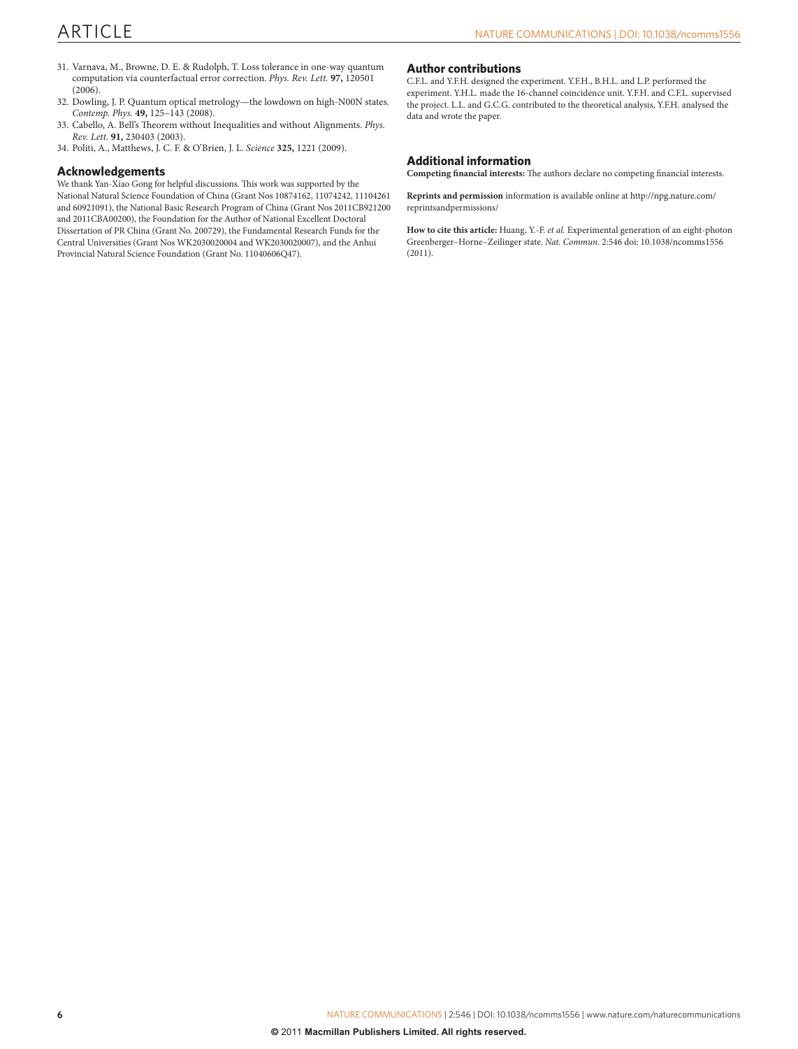31. Varnava, M., Browne, D. E. & Rudolph, T. Loss tolerance in one-way quantum computation via counterfactual error correction. *Phys. Rev. Lett.* **97,** 120501 (2006).
32. Dowling, J. P. Quantum optical metrology—the lowdown on high-N00N states. *Contemp. Phys.* **49,** 125–143 (2008).
33. Cabello, A. Bell's Theorem without Inequalities and without Alignments. *Phys. Rev. Lett.* **91,** 230403 (2003).
34. Politi, A., Matthews, J. C. F. & O'Brien, J. L. *Science* **325,** 1221 (2009).

## Acknowledgements

We thank Yan-Xiao Gong for helpful discussions. This work was supported by the National Natural Science Foundation of China (Grant Nos 10874162, 11074242, 11104261 and 60921091), the National Basic Research Program of China (Grant Nos 2011CB921200 and 2011CBA00200), the Foundation for the Author of National Excellent Doctoral Dissertation of PR China (Grant No. 200729), the Fundamental Research Funds for the Central Universities (Grant Nos WK2030020004 and WK2030020007), and the Anhui Provincial Natural Science Foundation (Grant No. 11040606Q47).

## Author contributions

C.F.L. and Y.F.H. designed the experiment. Y.F.H., B.H.L. and L.P. performed the experiment. Y.H.L. made the 16-channel coincidence unit. Y.F.H. and C.F.L. supervised the project. L.L. and G.C.G. contributed to the theoretical analysis, Y.F.H. analysed the data and wrote the paper.

## Additional information

**Competing financial interests:** The authors declare no competing financial interests.

**Reprints and permission** information is available online at http://npg.nature.com/reprintsandpermissions/

**How to cite this article:** Huang, Y.-F. *et al.* Experimental generation of an eight-photon Greenberger–Horne–Zeilinger state. *Nat. Commun.* 2:546 doi: 10.1038/ncomms1556 (2011).